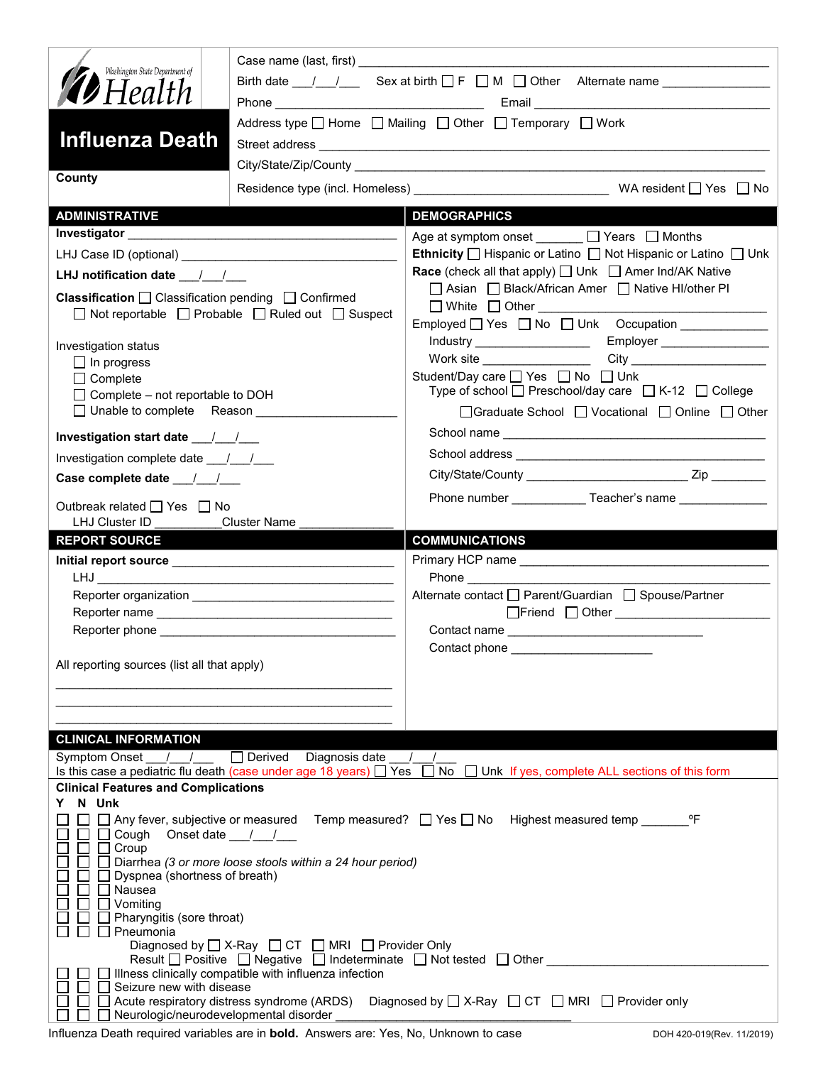Washington State Department of Health

# Influenza Death

**County**

Case name (last, first) ______________________________

Birth date ___/___/___ Sex at birth ☐ F ☐ M ☐ Other Alternate name ______________

Phone ______________________ Email ______________________

Address type ☐ Home ☐ Mailing ☐ Other ☐ Temporary ☐ Work

Street address ______________________________

City/State/Zip/County ______________________________

Residence type (incl. Homeless) ______________________ WA resident ☐ Yes ☐ No

## ADMINISTRATIVE

**Investigator** ______________________________

LHJ Case ID (optional) ______________________

**LHJ notification date** ___/___/___

**Classification** ☐ Classification pending ☐ Confirmed
☐ Not reportable ☐ Probable ☐ Ruled out ☐ Suspect

Investigation status
☐ In progress
☐ Complete
☐ Complete – not reportable to DOH
☐ Unable to complete Reason ______________

**Investigation start date** ___/___/___

Investigation complete date ___/___/___

**Case complete date** ___/___/___

Outbreak related ☐ Yes ☐ No
LHJ Cluster ID __________ Cluster Name ______________

## DEMOGRAPHICS

Age at symptom onset _______ ☐ Years ☐ Months

**Ethnicity** ☐ Hispanic or Latino ☐ Not Hispanic or Latino ☐ Unk

**Race** (check all that apply) ☐ Unk ☐ Amer Ind/AK Native
☐ Asian ☐ Black/African Amer ☐ Native HI/other PI
☐ White ☐ Other ______________________

Employed ☐ Yes ☐ No ☐ Unk Occupation ______________
Industry ______________ Employer ______________
Work site ______________ City ______________

Student/Day care ☐ Yes ☐ No ☐ Unk
Type of school ☐ Preschool/day care ☐ K-12 ☐ College
☐ Graduate School ☐ Vocational ☐ Online ☐ Other

School name ______________________________

School address ______________________________

City/State/County ______________________ Zip ________

Phone number ___________ Teacher's name _____________

## REPORT SOURCE

**Initial report source** ______________________________
LHJ ______________________________
Reporter organization ______________________________
Reporter name ______________________________
Reporter phone ______________________________

All reporting sources (list all that apply)

______________________________

______________________________

______________________________

## COMMUNICATIONS

Primary HCP name ______________________________
Phone ______________________________

Alternate contact ☐ Parent/Guardian ☐ Spouse/Partner
☐ Friend ☐ Other ______________________
Contact name ______________________________
Contact phone ______________________

## CLINICAL INFORMATION

Symptom Onset ___/___/___ ☐ Derived Diagnosis date ___/___/___

Is this case a pediatric flu death (case under age 18 years) ☐ Yes ☐ No ☐ Unk If yes, complete ALL sections of this form

**Clinical Features and Complications**

| Y | N | Unk | |
|---|---|---|---|
| ☐ | ☐ | ☐ | Any fever, subjective or measured Temp measured? ☐ Yes ☐ No Highest measured temp _______°F |
| ☐ | ☐ | ☐ | Cough Onset date ___/___/___ |
| ☐ | ☐ | ☐ | Croup |
| ☐ | ☐ | ☐ | Diarrhea *(3 or more loose stools within a 24 hour period)* |
| ☐ | ☐ | ☐ | Dyspnea (shortness of breath) |
| ☐ | ☐ | ☐ | Nausea |
| ☐ | ☐ | ☐ | Vomiting |
| ☐ | ☐ | ☐ | Pharyngitis (sore throat) |
| ☐ | ☐ | ☐ | Pneumonia<br>Diagnosed by ☐ X-Ray ☐ CT ☐ MRI ☐ Provider Only<br>Result ☐ Positive ☐ Negative ☐ Indeterminate ☐ Not tested ☐ Other ______________ |
| ☐ | ☐ | ☐ | Illness clinically compatible with influenza infection |
| ☐ | ☐ | ☐ | Seizure new with disease |
| ☐ | ☐ | ☐ | Acute respiratory distress syndrome (ARDS) Diagnosed by ☐ X-Ray ☐ CT ☐ MRI ☐ Provider only |
| ☐ | ☐ | ☐ | Neurologic/neurodevelopmental disorder ______________________ |

Influenza Death required variables are in **bold**. Answers are: Yes, No, Unknown to case

DOH 420-019(Rev. 11/2019)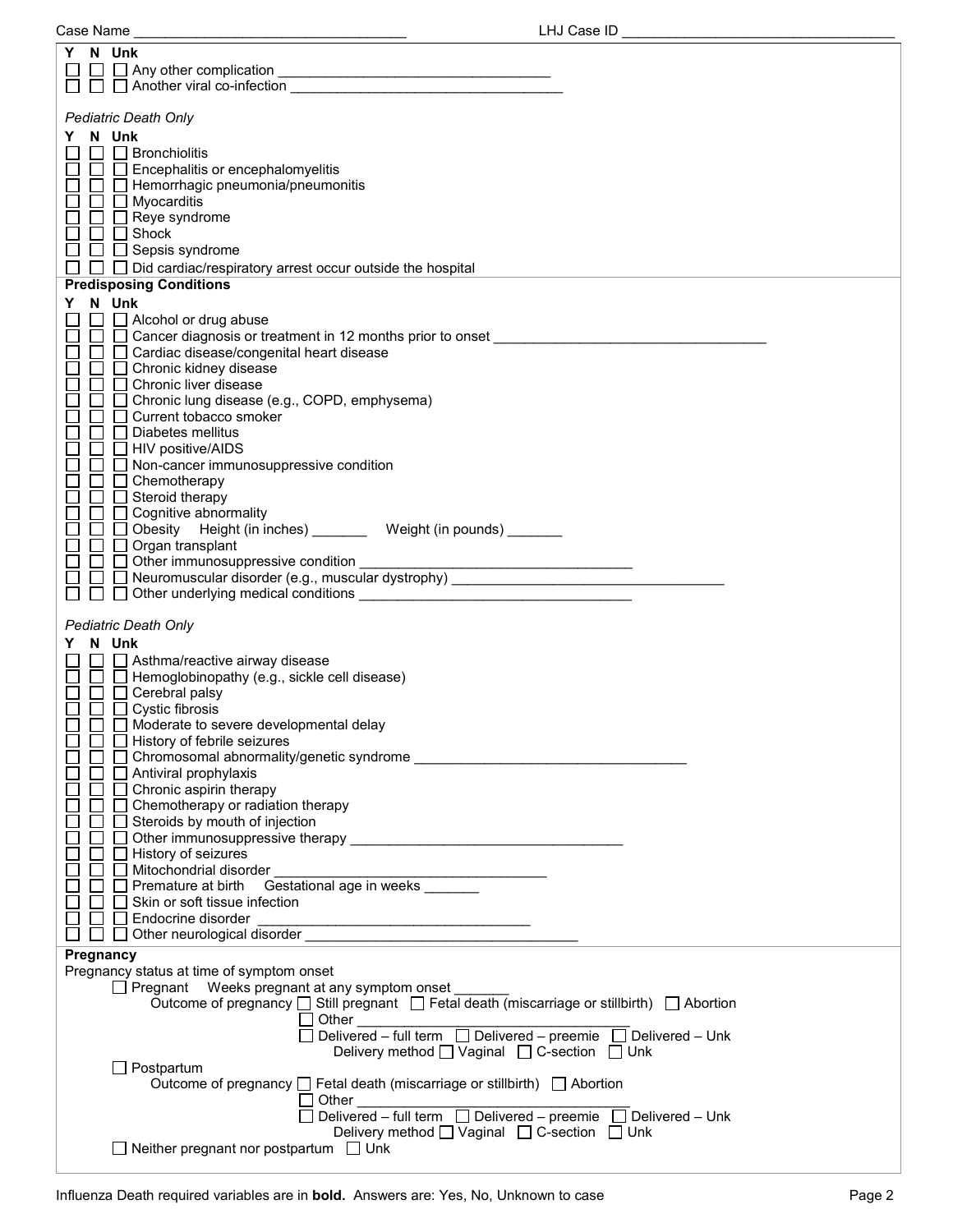Case Name ______________________________ LHJ Case ID ______________________________

| Y | N | Unk | |
|---|---|---|---|
| ☐ | ☐ | ☐ | Any other complication ______________________________ |
| ☐ | ☐ | ☐ | Another viral co-infection ______________________________ |

*Pediatric Death Only*

| Y | N | Unk | |
|---|---|---|---|
| ☐ | ☐ | ☐ | Bronchiolitis |
| ☐ | ☐ | ☐ | Encephalitis or encephalomyelitis |
| ☐ | ☐ | ☐ | Hemorrhagic pneumonia/pneumonitis |
| ☐ | ☐ | ☐ | Myocarditis |
| ☐ | ☐ | ☐ | Reye syndrome |
| ☐ | ☐ | ☐ | Shock |
| ☐ | ☐ | ☐ | Sepsis syndrome |
| ☐ | ☐ | ☐ | Did cardiac/respiratory arrest occur outside the hospital |

**Predisposing Conditions**

| Y | N | Unk | |
|---|---|---|---|
| ☐ | ☐ | ☐ | Alcohol or drug abuse |
| ☐ | ☐ | ☐ | Cancer diagnosis or treatment in 12 months prior to onset ______________________________ |
| ☐ | ☐ | ☐ | Cardiac disease/congenital heart disease |
| ☐ | ☐ | ☐ | Chronic kidney disease |
| ☐ | ☐ | ☐ | Chronic liver disease |
| ☐ | ☐ | ☐ | Chronic lung disease (e.g., COPD, emphysema) |
| ☐ | ☐ | ☐ | Current tobacco smoker |
| ☐ | ☐ | ☐ | Diabetes mellitus |
| ☐ | ☐ | ☐ | HIV positive/AIDS |
| ☐ | ☐ | ☐ | Non-cancer immunosuppressive condition |
| ☐ | ☐ | ☐ | Chemotherapy |
| ☐ | ☐ | ☐ | Steroid therapy |
| ☐ | ☐ | ☐ | Cognitive abnormality |
| ☐ | ☐ | ☐ | Obesity Height (in inches) _______ Weight (in pounds) _______ |
| ☐ | ☐ | ☐ | Organ transplant |
| ☐ | ☐ | ☐ | Other immunosuppressive condition ______________________________ |
| ☐ | ☐ | ☐ | Neuromuscular disorder (e.g., muscular dystrophy) ______________________________ |
| ☐ | ☐ | ☐ | Other underlying medical conditions ______________________________ |

*Pediatric Death Only*

| Y | N | Unk | |
|---|---|---|---|
| ☐ | ☐ | ☐ | Asthma/reactive airway disease |
| ☐ | ☐ | ☐ | Hemoglobinopathy (e.g., sickle cell disease) |
| ☐ | ☐ | ☐ | Cerebral palsy |
| ☐ | ☐ | ☐ | Cystic fibrosis |
| ☐ | ☐ | ☐ | Moderate to severe developmental delay |
| ☐ | ☐ | ☐ | History of febrile seizures |
| ☐ | ☐ | ☐ | Chromosomal abnormality/genetic syndrome ______________________________ |
| ☐ | ☐ | ☐ | Antiviral prophylaxis |
| ☐ | ☐ | ☐ | Chronic aspirin therapy |
| ☐ | ☐ | ☐ | Chemotherapy or radiation therapy |
| ☐ | ☐ | ☐ | Steroids by mouth of injection |
| ☐ | ☐ | ☐ | Other immunosuppressive therapy ______________________________ |
| ☐ | ☐ | ☐ | History of seizures |
| ☐ | ☐ | ☐ | Mitochondrial disorder ______________________________ |
| ☐ | ☐ | ☐ | Premature at birth Gestational age in weeks _______ |
| ☐ | ☐ | ☐ | Skin or soft tissue infection |
| ☐ | ☐ | ☐ | Endocrine disorder ______________________________ |
| ☐ | ☐ | ☐ | Other neurological disorder ______________________________ |

**Pregnancy**

Pregnancy status at time of symptom onset

- ☐ Pregnant Weeks pregnant at any symptom onset _______
  - Outcome of pregnancy ☐ Still pregnant ☐ Fetal death (miscarriage or stillbirth) ☐ Abortion
    - ☐ Other ______________________________
    - ☐ Delivered – full term ☐ Delivered – preemie ☐ Delivered – Unk
    - Delivery method ☐ Vaginal ☐ C-section ☐ Unk
- ☐ Postpartum
  - Outcome of pregnancy ☐ Fetal death (miscarriage or stillbirth) ☐ Abortion
    - ☐ Other ______________________________
    - ☐ Delivered – full term ☐ Delivered – preemie ☐ Delivered – Unk
    - Delivery method ☐ Vaginal ☐ C-section ☐ Unk
- ☐ Neither pregnant nor postpartum ☐ Unk

Influenza Death required variables are in **bold**. Answers are: Yes, No, Unknown to case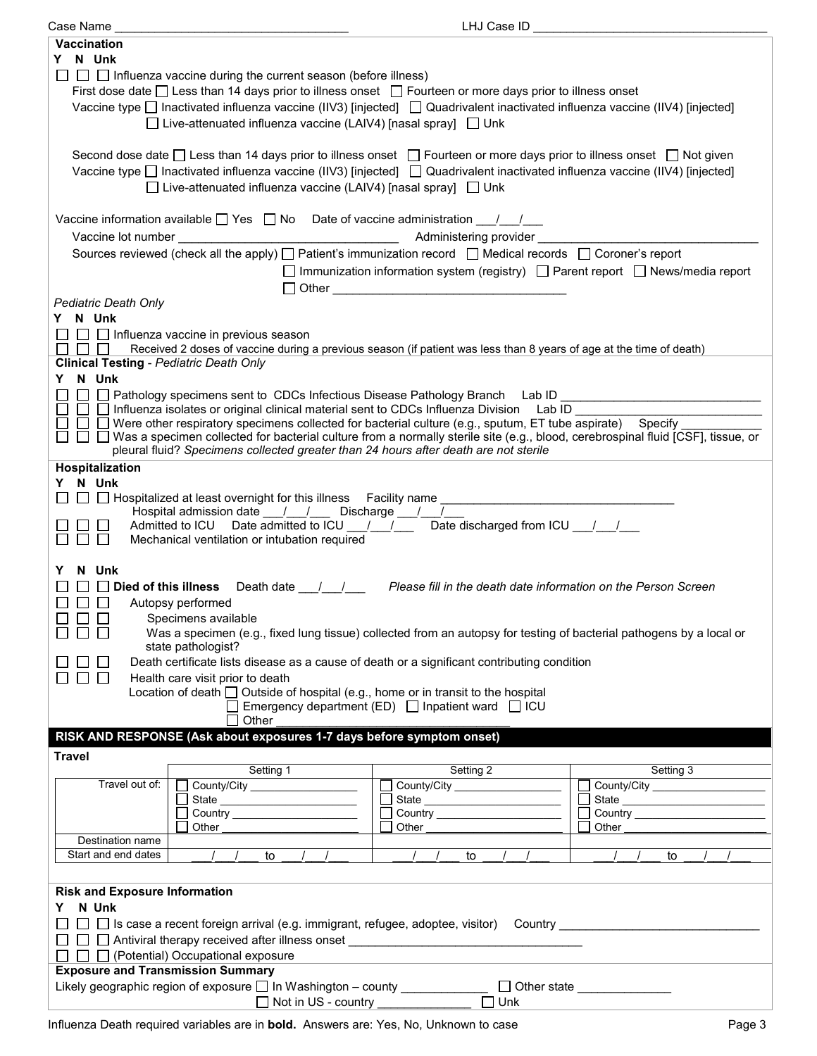Case Name ______________________________ LHJ Case ID ______________________________

**Vaccination**

Y N Unk

☐ ☐ ☐ Influenza vaccine during the current season (before illness)

First dose date ☐ Less than 14 days prior to illness onset ☐ Fourteen or more days prior to illness onset

Vaccine type ☐ Inactivated influenza vaccine (IIV3) [injected] ☐ Quadrivalent inactivated influenza vaccine (IIV4) [injected] ☐ Live-attenuated influenza vaccine (LAIV4) [nasal spray] ☐ Unk

Second dose date ☐ Less than 14 days prior to illness onset ☐ Fourteen or more days prior to illness onset ☐ Not given

Vaccine type ☐ Inactivated influenza vaccine (IIV3) [injected] ☐ Quadrivalent inactivated influenza vaccine (IIV4) [injected] ☐ Live-attenuated influenza vaccine (LAIV4) [nasal spray] ☐ Unk

Vaccine information available ☐ Yes ☐ No Date of vaccine administration ___/___/___

Vaccine lot number ______________________________ Administering provider ______________________________

Sources reviewed (check all the apply) ☐ Patient's immunization record ☐ Medical records ☐ Coroner's report ☐ Immunization information system (registry) ☐ Parent report ☐ News/media report ☐ Other ______________________________

*Pediatric Death Only*

Y N Unk

☐ ☐ ☐ Influenza vaccine in previous season

☐ ☐ ☐ Received 2 doses of vaccine during a previous season (if patient was less than 8 years of age at the time of death)

**Clinical Testing** - *Pediatric Death Only*

Y N Unk

☐ ☐ ☐ Pathology specimens sent to CDCs Infectious Disease Pathology Branch Lab ID ______________________________

☐ ☐ ☐ Influenza isolates or original clinical material sent to CDCs Influenza Division Lab ID ______________________________

☐ ☐ ☐ Were other respiratory specimens collected for bacterial culture (e.g., sputum, ET tube aspirate) Specify ___________

☐ ☐ ☐ Was a specimen collected for bacterial culture from a normally sterile site (e.g., blood, cerebrospinal fluid [CSF], tissue, or pleural fluid? *Specimens collected greater than 24 hours after death are not sterile*

**Hospitalization**

Y N Unk

☐ ☐ ☐ Hospitalized at least overnight for this illness Facility name ______________________________

Hospital admission date ___/___/___ Discharge ___/___/___

☐ ☐ ☐ Admitted to ICU Date admitted to ICU ___/___/___ Date discharged from ICU ___/___/___

☐ ☐ ☐ Mechanical ventilation or intubation required

Y N Unk

☐ ☐ ☐ **Died of this illness** Death date ___/___/___ *Please fill in the death date information on the Person Screen*

☐ ☐ ☐ Autopsy performed

☐ ☐ ☐ Specimens available

☐ ☐ ☐ Was a specimen (e.g., fixed lung tissue) collected from an autopsy for testing of bacterial pathogens by a local or state pathologist?

☐ ☐ ☐ Death certificate lists disease as a cause of death or a significant contributing condition

☐ ☐ ☐ Health care visit prior to death

Location of death ☐ Outside of hospital (e.g., home or in transit to the hospital ☐ Emergency department (ED) ☐ Inpatient ward ☐ ICU ☐ Other ______________________________

## RISK AND RESPONSE (Ask about exposures 1-7 days before symptom onset)

**Travel**

| | Setting 1 | Setting 2 | Setting 3 |
|---|---|---|---|
| Travel out of: | ☐ County/City ________ ☐ State ________ ☐ Country ________ ☐ Other ________ | ☐ County/City ________ ☐ State ________ ☐ Country ________ ☐ Other ________ | ☐ County/City ________ ☐ State ________ ☐ Country ________ ☐ Other ________ |
| Destination name | | | |
| Start and end dates | ___/___/___ to ___/___/___ | ___/___/___ to ___/___/___ | ___/___/___ to ___/___/___ |

**Risk and Exposure Information**

Y N Unk

☐ ☐ ☐ Is case a recent foreign arrival (e.g. immigrant, refugee, adoptee, visitor) Country ______________________________

☐ ☐ ☐ Antiviral therapy received after illness onset ______________________________

☐ ☐ ☐ (Potential) Occupational exposure

**Exposure and Transmission Summary**

Likely geographic region of exposure ☐ In Washington – county ____________ ☐ Other state ____________ ☐ Not in US - country ____________ ☐ Unk

Influenza Death required variables are in **bold**. Answers are: Yes, No, Unknown to case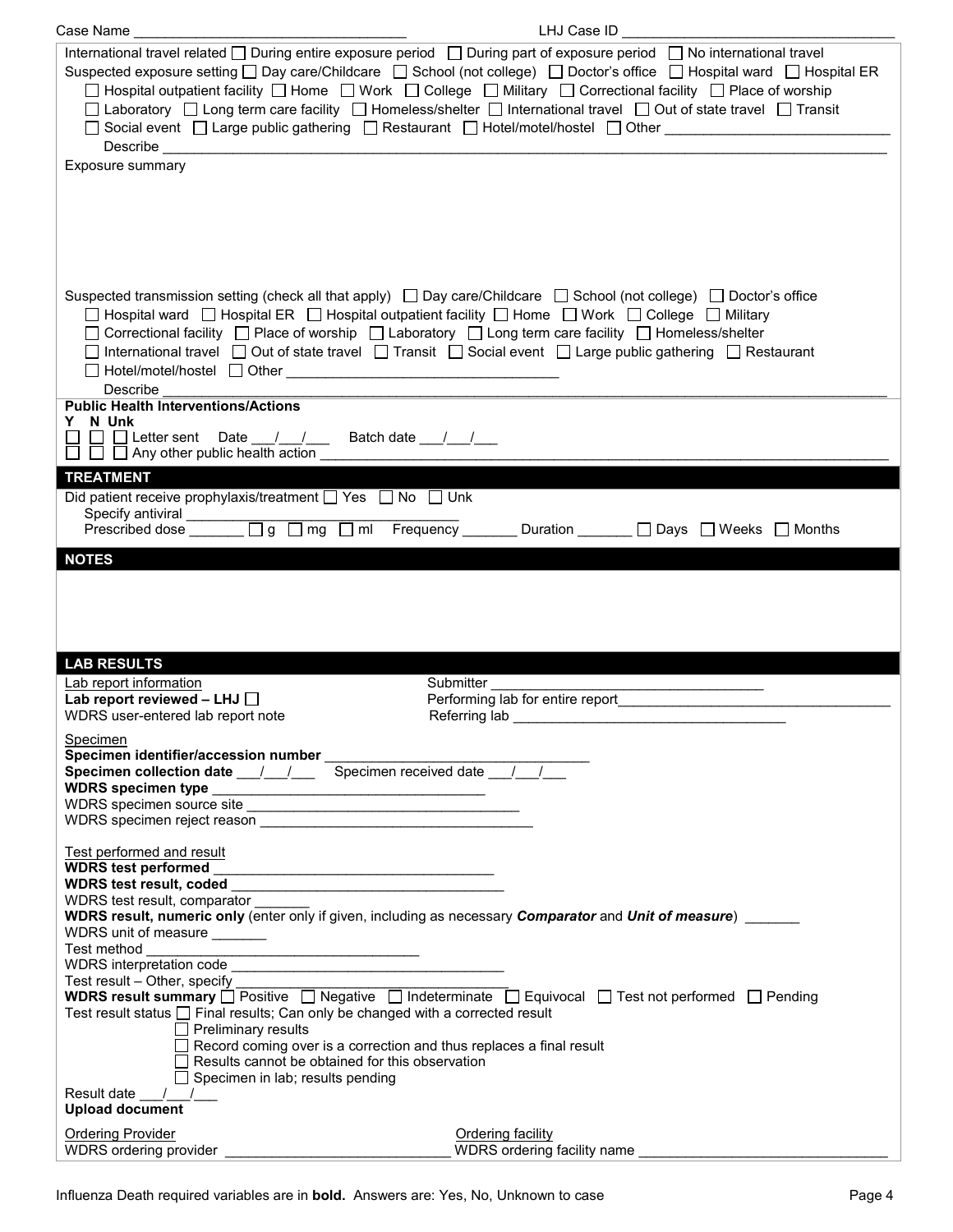Case Name ______________________________ LHJ Case ID ______________________________

International travel related ☐ During entire exposure period ☐ During part of exposure period ☐ No international travel

Suspected exposure setting ☐ Day care/Childcare ☐ School (not college) ☐ Doctor's office ☐ Hospital ward ☐ Hospital ER ☐ Hospital outpatient facility ☐ Home ☐ Work ☐ College ☐ Military ☐ Correctional facility ☐ Place of worship ☐ Laboratory ☐ Long term care facility ☐ Homeless/shelter ☐ International travel ☐ Out of state travel ☐ Transit ☐ Social event ☐ Large public gathering ☐ Restaurant ☐ Hotel/motel/hostel ☐ Other ______________________________

Describe ______________________________

Exposure summary

Suspected transmission setting (check all that apply) ☐ Day care/Childcare ☐ School (not college) ☐ Doctor's office ☐ Hospital ward ☐ Hospital ER ☐ Hospital outpatient facility ☐ Home ☐ Work ☐ College ☐ Military ☐ Correctional facility ☐ Place of worship ☐ Laboratory ☐ Long term care facility ☐ Homeless/shelter ☐ International travel ☐ Out of state travel ☐ Transit ☐ Social event ☐ Large public gathering ☐ Restaurant ☐ Hotel/motel/hostel ☐ Other ______________________________

Describe ______________________________

**Public Health Interventions/Actions**

**Y N Unk**

☐ ☐ ☐ Letter sent Date ___/___/___ Batch date ___/___/___

☐ ☐ ☐ Any other public health action ______________________________

## TREATMENT

Did patient receive prophylaxis/treatment ☐ Yes ☐ No ☐ Unk

Specify antiviral ______________________________

Prescribed dose _______ ☐ g ☐ mg ☐ ml Frequency _______ Duration _______ ☐ Days ☐ Weeks ☐ Months

## NOTES

## LAB RESULTS

Lab report information

**Lab report reviewed – LHJ** ☐

WDRS user-entered lab report note

Submitter ______________________________

Performing lab for entire report______________________________

Referring lab ______________________________

Specimen

**Specimen identifier/accession number** ______________________________

**Specimen collection date** ___/___/___ Specimen received date ___/___/___

**WDRS specimen type** ______________________________

WDRS specimen source site ______________________________

WDRS specimen reject reason ______________________________

Test performed and result

**WDRS test performed** ______________________________

**WDRS test result, coded** ______________________________

WDRS test result, comparator _______

**WDRS result, numeric only** (enter only if given, including as necessary ***Comparator*** and ***Unit of measure***) _______

WDRS unit of measure _______

Test method ______________________________

WDRS interpretation code ______________________________

Test result – Other, specify ______________________________

**WDRS result summary** ☐ Positive ☐ Negative ☐ Indeterminate ☐ Equivocal ☐ Test not performed ☐ Pending

Test result status ☐ Final results; Can only be changed with a corrected result
☐ Preliminary results
☐ Record coming over is a correction and thus replaces a final result
☐ Results cannot be obtained for this observation
☐ Specimen in lab; results pending

Result date ___/___/___

**Upload document**

Ordering Provider

WDRS ordering provider ______________________________

Ordering facility

WDRS ordering facility name ______________________________

Influenza Death required variables are in **bold.** Answers are: Yes, No, Unknown to case